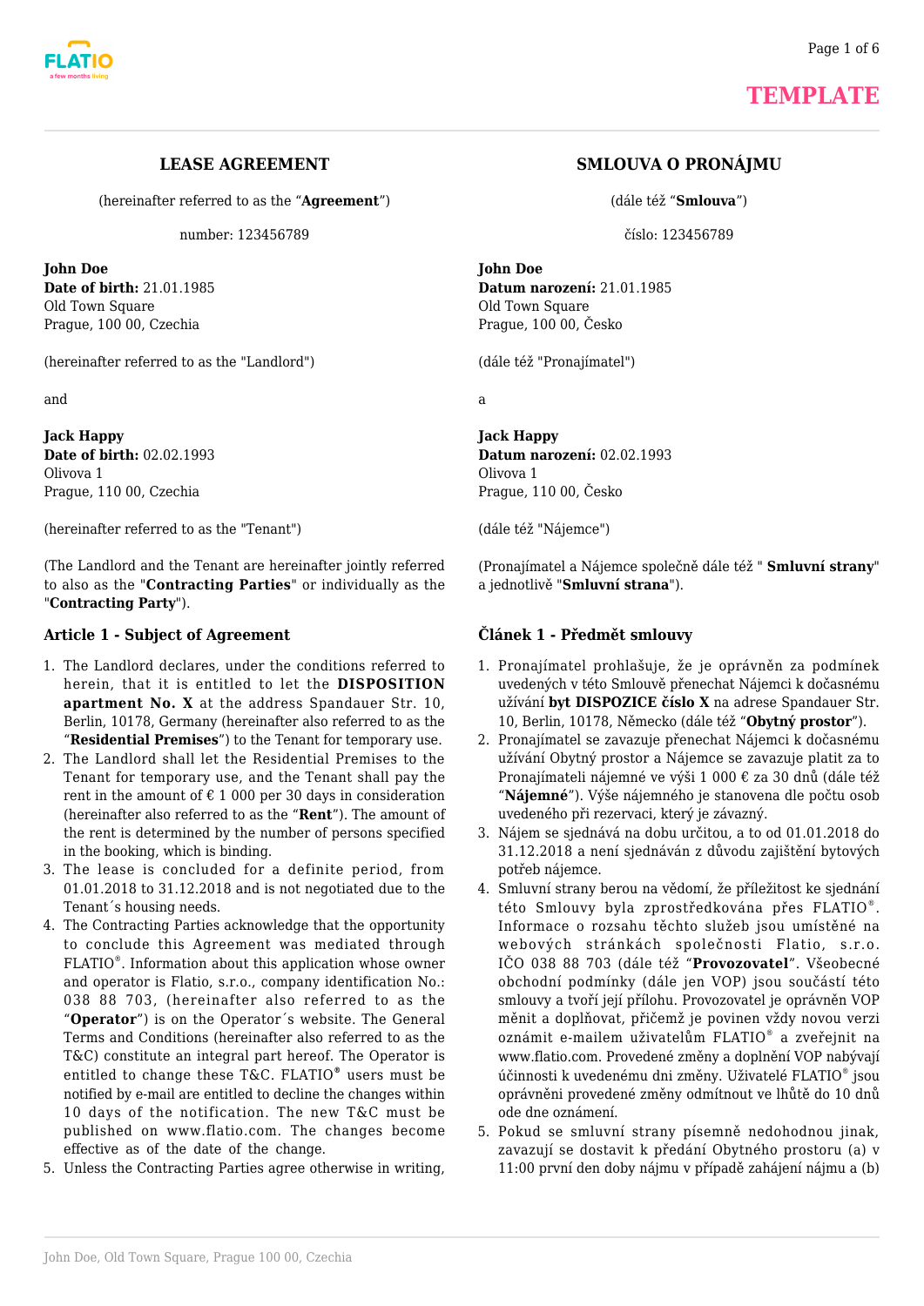TEMPLATE

## LEASE AGREEMENT

(hereinafter referred to as the "**Agreement**")

number: 123456789

**John Doe**
**Date of birth:** 21.01.1985
Old Town Square
Prague, 100 00, Czechia

(hereinafter referred to as the "Landlord")

and

**Jack Happy**
**Date of birth:** 02.02.1993
Olivova 1
Prague, 110 00, Czechia

(hereinafter referred to as the "Tenant")

(The Landlord and the Tenant are hereinafter jointly referred to also as the "**Contracting Parties**" or individually as the "**Contracting Party**").

### Article 1 - Subject of Agreement

1. The Landlord declares, under the conditions referred to herein, that it is entitled to let the **DISPOSITION apartment No. X** at the address Spandauer Str. 10, Berlin, 10178, Germany (hereinafter also referred to as the "**Residential Premises**") to the Tenant for temporary use.
2. The Landlord shall let the Residential Premises to the Tenant for temporary use, and the Tenant shall pay the rent in the amount of € 1 000 per 30 days in consideration (hereinafter also referred to as the "**Rent**"). The amount of the rent is determined by the number of persons specified in the booking, which is binding.
3. The lease is concluded for a definite period, from 01.01.2018 to 31.12.2018 and is not negotiated due to the Tenant´s housing needs.
4. The Contracting Parties acknowledge that the opportunity to conclude this Agreement was mediated through FLATIO®. Information about this application whose owner and operator is Flatio, s.r.o., company identification No.: 038 88 703, (hereinafter also referred to as the "**Operator**") is on the Operator´s website. The General Terms and Conditions (hereinafter also referred to as the T&C) constitute an integral part hereof. The Operator is entitled to change these T&C. FLATIO® users must be notified by e-mail are entitled to decline the changes within 10 days of the notification. The new T&C must be published on www.flatio.com. The changes become effective as of the date of the change.
5. Unless the Contracting Parties agree otherwise in writing,

## SMLOUVA O PRONÁJMU

(dále též "**Smlouva**")

číslo: 123456789

**John Doe**
**Datum narození:** 21.01.1985
Old Town Square
Prague, 100 00, Česko

(dále též "Pronajímatel")

a

**Jack Happy**
**Datum narození:** 02.02.1993
Olivova 1
Prague, 110 00, Česko

(dále též "Nájemce")

(Pronajímatel a Nájemce společně dále též " **Smluvní strany**" a jednotlivě "**Smluvní strana**").

### Článek 1 - Předmět smlouvy

1. Pronajímatel prohlašuje, že je oprávněn za podmínek uvedených v této Smlouvě přenechat Nájemci k dočasnému užívání **byt DISPOZICE číslo X** na adrese Spandauer Str. 10, Berlin, 10178, Německo (dále též "**Obytný prostor**").
2. Pronajímatel se zavazuje přenechat Nájemci k dočasnému užívání Obytný prostor a Nájemce se zavazuje platit za to Pronajímateli nájemné ve výši 1 000 € za 30 dnů (dále též "**Nájemné**"). Výše nájemného je stanovena dle počtu osob uvedeného při rezervaci, který je závazný.
3. Nájem se sjednává na dobu určitou, a to od 01.01.2018 do 31.12.2018 a není sjednáván z důvodu zajištění bytových potřeb nájemce.
4. Smluvní strany berou na vědomí, že příležitost ke sjednání této Smlouvy byla zprostředkována přes FLATIO®. Informace o rozsahu těchto služeb jsou umístěné na webových stránkách společnosti Flatio, s.r.o. IČO 038 88 703 (dále též "**Provozovatel**". Všeobecné obchodní podmínky (dále jen VOP) jsou součástí této smlouvy a tvoří její přílohu. Provozovatel je oprávněn VOP měnit a doplňovat, přičemž je povinen vždy novou verzi oznámit e-mailem uživatelům FLATIO® a zveřejnit na www.flatio.com. Provedené změny a doplnění VOP nabývají účinnosti k uvedenému dni změny. Uživatelé FLATIO® jsou oprávněni provedené změny odmítnout ve lhůtě do 10 dnů ode dne oznámení.
5. Pokud se smluvní strany písemně nedohodnou jinak, zavazují se dostavit k předání Obytného prostoru (a) v 11:00 první den doby nájmu v případě zahájení nájmu a (b)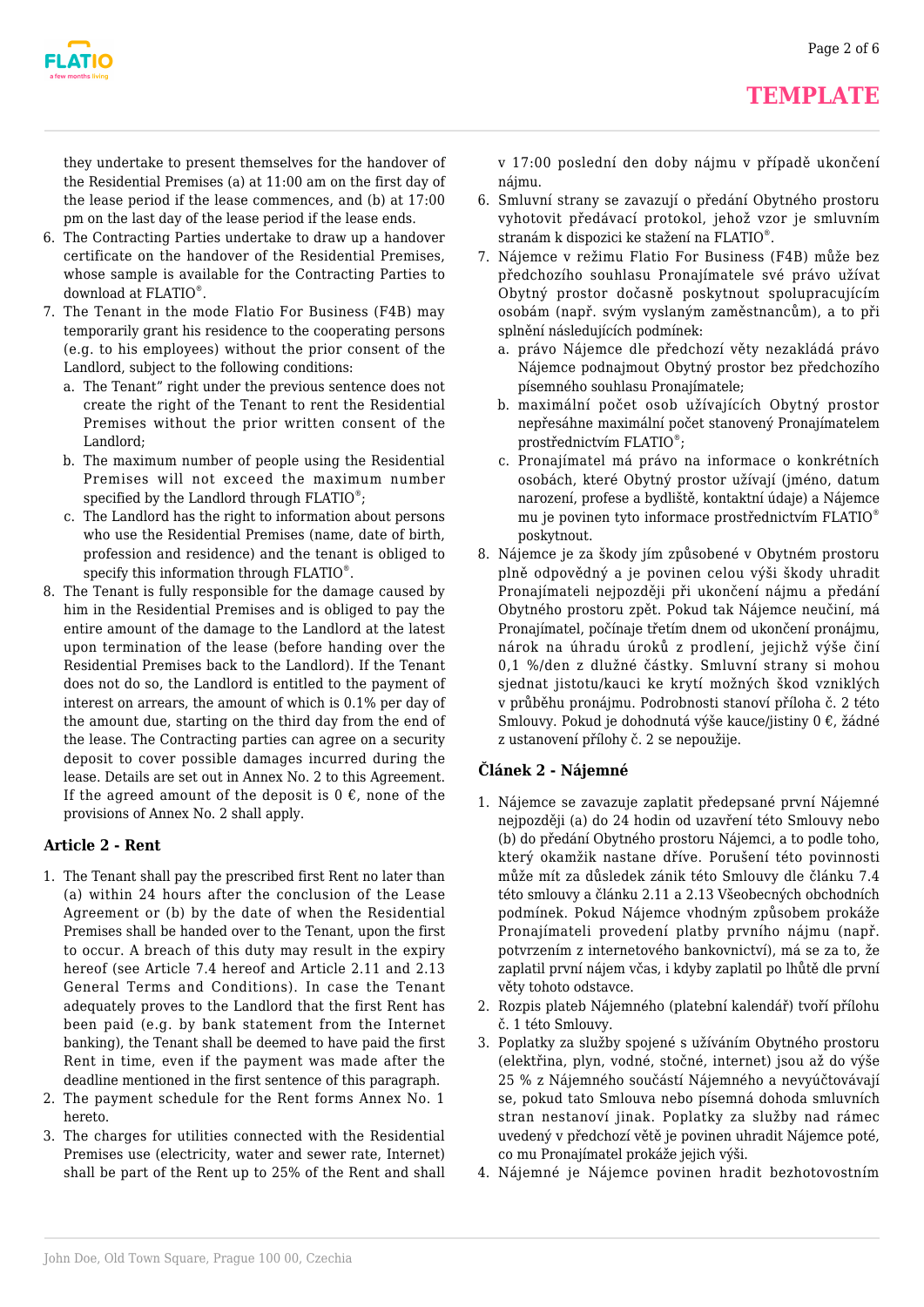they undertake to present themselves for the handover of the Residential Premises (a) at 11:00 am on the first day of the lease period if the lease commences, and (b) at 17:00 pm on the last day of the lease period if the lease ends.

6. The Contracting Parties undertake to draw up a handover certificate on the handover of the Residential Premises, whose sample is available for the Contracting Parties to download at FLATIO®.
7. The Tenant in the mode Flatio For Business (F4B) may temporarily grant his residence to the cooperating persons (e.g. to his employees) without the prior consent of the Landlord, subject to the following conditions:
   a. The Tenant" right under the previous sentence does not create the right of the Tenant to rent the Residential Premises without the prior written consent of the Landlord;
   b. The maximum number of people using the Residential Premises will not exceed the maximum number specified by the Landlord through FLATIO®;
   c. The Landlord has the right to information about persons who use the Residential Premises (name, date of birth, profession and residence) and the tenant is obliged to specify this information through FLATIO®.
8. The Tenant is fully responsible for the damage caused by him in the Residential Premises and is obliged to pay the entire amount of the damage to the Landlord at the latest upon termination of the lease (before handing over the Residential Premises back to the Landlord). If the Tenant does not do so, the Landlord is entitled to the payment of interest on arrears, the amount of which is 0.1% per day of the amount due, starting on the third day from the end of the lease. The Contracting parties can agree on a security deposit to cover possible damages incurred during the lease. Details are set out in Annex No. 2 to this Agreement. If the agreed amount of the deposit is 0 €, none of the provisions of Annex No. 2 shall apply.

### Article 2 - Rent

1. The Tenant shall pay the prescribed first Rent no later than (a) within 24 hours after the conclusion of the Lease Agreement or (b) by the date of when the Residential Premises shall be handed over to the Tenant, upon the first to occur. A breach of this duty may result in the expiry hereof (see Article 7.4 hereof and Article 2.11 and 2.13 General Terms and Conditions). In case the Tenant adequately proves to the Landlord that the first Rent has been paid (e.g. by bank statement from the Internet banking), the Tenant shall be deemed to have paid the first Rent in time, even if the payment was made after the deadline mentioned in the first sentence of this paragraph.
2. The payment schedule for the Rent forms Annex No. 1 hereto.
3. The charges for utilities connected with the Residential Premises use (electricity, water and sewer rate, Internet) shall be part of the Rent up to 25% of the Rent and shall

v 17:00 poslední den doby nájmu v případě ukončení nájmu.

6. Smluvní strany se zavazují o předání Obytného prostoru vyhotovit předávací protokol, jehož vzor je smluvním stranám k dispozici ke stažení na FLATIO®.
7. Nájemce v režimu Flatio For Business (F4B) může bez předchozího souhlasu Pronajímatele své právo užívat Obytný prostor dočasně poskytnout spolupracujícím osobám (např. svým vyslaným zaměstnancům), a to při splnění následujících podmínek:
   a. právo Nájemce dle předchozí věty nezakládá právo Nájemce podnajmout Obytný prostor bez předchozího písemného souhlasu Pronajímatele;
   b. maximální počet osob užívajících Obytný prostor nepřesáhne maximální počet stanovený Pronajímatelem prostřednictvím FLATIO®;
   c. Pronajímatel má právo na informace o konkrétních osobách, které Obytný prostor užívají (jméno, datum narození, profese a bydliště, kontaktní údaje) a Nájemce mu je povinen tyto informace prostřednictvím FLATIO® poskytnout.
8. Nájemce je za škody jím způsobené v Obytném prostoru plně odpovědný a je povinen celou výši škody uhradit Pronajímateli nejpozději při ukončení nájmu a předání Obytného prostoru zpět. Pokud tak Nájemce neučiní, má Pronajímatel, počínaje třetím dnem od ukončení pronájmu, nárok na úhradu úroků z prodlení, jejichž výše činí 0,1 %/den z dlužné částky. Smluvní strany si mohou sjednat jistotu/kauci ke krytí možných škod vzniklých v průběhu pronájmu. Podrobnosti stanoví příloha č. 2 této Smlouvy. Pokud je dohodnutá výše kauce/jistiny 0 €, žádné z ustanovení přílohy č. 2 se nepoužije.

### Článek 2 - Nájemné

1. Nájemce se zavazuje zaplatit předepsané první Nájemné nejpozději (a) do 24 hodin od uzavření této Smlouvy nebo (b) do předání Obytného prostoru Nájemci, a to podle toho, který okamžik nastane dříve. Porušení této povinnosti může mít za důsledek zánik této Smlouvy dle článku 7.4 této smlouvy a článku 2.11 a 2.13 Všeobecných obchodních podmínek. Pokud Nájemce vhodným způsobem prokáže Pronajímateli provedení platby prvního nájmu (např. potvrzením z internetového bankovnictví), má se za to, že zaplatil první nájem včas, i kdyby zaplatil po lhůtě dle první věty tohoto odstavce.
2. Rozpis plateb Nájemného (platební kalendář) tvoří přílohu č. 1 této Smlouvy.
3. Poplatky za služby spojené s užíváním Obytného prostoru (elektřina, plyn, vodné, stočné, internet) jsou až do výše 25 % z Nájemného součástí Nájemného a nevyúčtovávají se, pokud tato Smlouva nebo písemná dohoda smluvních stran nestanoví jinak. Poplatky za služby nad rámec uvedený v předchozí větě je povinen uhradit Nájemce poté, co mu Pronajímatel prokáže jejich výši.
4. Nájemné je Nájemce povinen hradit bezhotovostním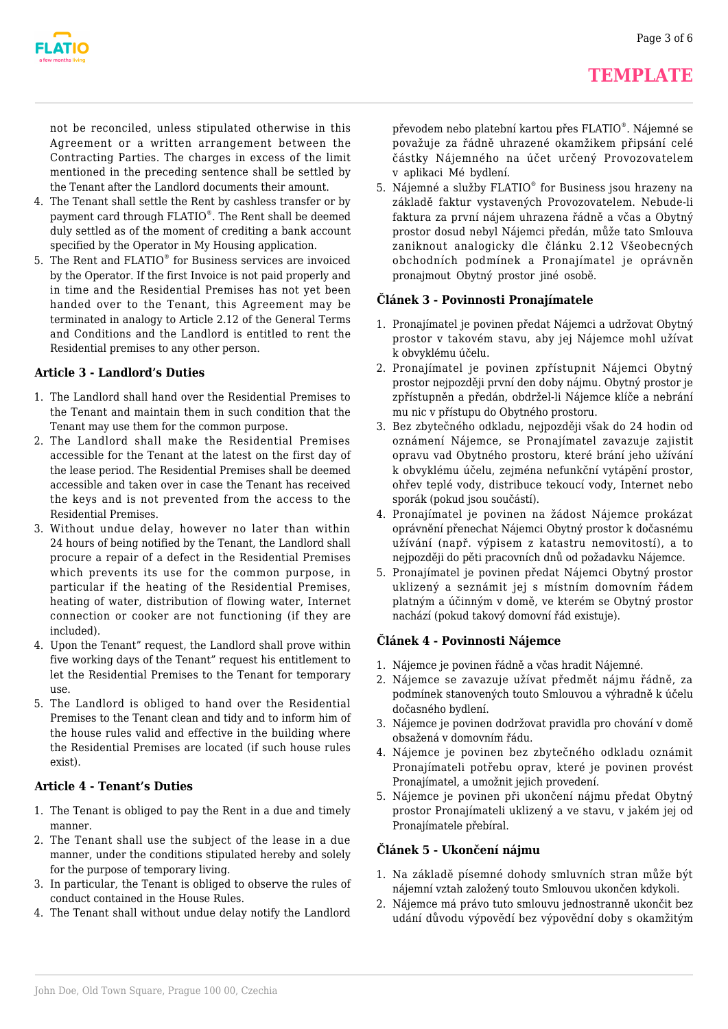not be reconciled, unless stipulated otherwise in this Agreement or a written arrangement between the Contracting Parties. The charges in excess of the limit mentioned in the preceding sentence shall be settled by the Tenant after the Landlord documents their amount.

4. The Tenant shall settle the Rent by cashless transfer or by payment card through FLATIO®. The Rent shall be deemed duly settled as of the moment of crediting a bank account specified by the Operator in My Housing application.
5. The Rent and FLATIO® for Business services are invoiced by the Operator. If the first Invoice is not paid properly and in time and the Residential Premises has not yet been handed over to the Tenant, this Agreement may be terminated in analogy to Article 2.12 of the General Terms and Conditions and the Landlord is entitled to rent the Residential premises to any other person.

### Article 3 - Landlord's Duties

1. The Landlord shall hand over the Residential Premises to the Tenant and maintain them in such condition that the Tenant may use them for the common purpose.
2. The Landlord shall make the Residential Premises accessible for the Tenant at the latest on the first day of the lease period. The Residential Premises shall be deemed accessible and taken over in case the Tenant has received the keys and is not prevented from the access to the Residential Premises.
3. Without undue delay, however no later than within 24 hours of being notified by the Tenant, the Landlord shall procure a repair of a defect in the Residential Premises which prevents its use for the common purpose, in particular if the heating of the Residential Premises, heating of water, distribution of flowing water, Internet connection or cooker are not functioning (if they are included).
4. Upon the Tenant" request, the Landlord shall prove within five working days of the Tenant" request his entitlement to let the Residential Premises to the Tenant for temporary use.
5. The Landlord is obliged to hand over the Residential Premises to the Tenant clean and tidy and to inform him of the house rules valid and effective in the building where the Residential Premises are located (if such house rules exist).

### Article 4 - Tenant's Duties

1. The Tenant is obliged to pay the Rent in a due and timely manner.
2. The Tenant shall use the subject of the lease in a due manner, under the conditions stipulated hereby and solely for the purpose of temporary living.
3. In particular, the Tenant is obliged to observe the rules of conduct contained in the House Rules.
4. The Tenant shall without undue delay notify the Landlord

převodem nebo platební kartou přes FLATIO®. Nájemné se považuje za řádně uhrazené okamžikem připsání celé částky Nájemného na účet určený Provozovatelem v aplikaci Mé bydlení.

5. Nájemné a služby FLATIO® for Business jsou hrazeny na základě faktur vystavených Provozovatelem. Nebude-li faktura za první nájem uhrazena řádně a včas a Obytný prostor dosud nebyl Nájemci předán, může tato Smlouva zaniknout analogicky dle článku 2.12 Všeobecných obchodních podmínek a Pronajímatel je oprávněn pronajmout Obytný prostor jiné osobě.

### Článek 3 - Povinnosti Pronajímatele

1. Pronajímatel je povinen předat Nájemci a udržovat Obytný prostor v takovém stavu, aby jej Nájemce mohl užívat k obvyklému účelu.
2. Pronajímatel je povinen zpřístupnit Nájemci Obytný prostor nejpozději první den doby nájmu. Obytný prostor je zpřístupněn a předán, obdržel-li Nájemce klíče a nebrání mu nic v přístupu do Obytného prostoru.
3. Bez zbytečného odkladu, nejpozději však do 24 hodin od oznámení Nájemce, se Pronajímatel zavazuje zajistit opravu vad Obytného prostoru, které brání jeho užívání k obvyklému účelu, zejména nefunkční vytápění prostor, ohřev teplé vody, distribuce tekoucí vody, Internet nebo sporák (pokud jsou součástí).
4. Pronajímatel je povinen na žádost Nájemce prokázat oprávnění přenechat Nájemci Obytný prostor k dočasnému užívání (např. výpisem z katastru nemovitostí), a to nejpozději do pěti pracovních dnů od požadavku Nájemce.
5. Pronajímatel je povinen předat Nájemci Obytný prostor uklizený a seznámit jej s místním domovním řádem platným a účinným v domě, ve kterém se Obytný prostor nachází (pokud takový domovní řád existuje).

### Článek 4 - Povinnosti Nájemce

1. Nájemce je povinen řádně a včas hradit Nájemné.
2. Nájemce se zavazuje užívat předmět nájmu řádně, za podmínek stanovených touto Smlouvou a výhradně k účelu dočasného bydlení.
3. Nájemce je povinen dodržovat pravidla pro chování v domě obsažená v domovním řádu.
4. Nájemce je povinen bez zbytečného odkladu oznámit Pronajímateli potřebu oprav, které je povinen provést Pronajímatel, a umožnit jejich provedení.
5. Nájemce je povinen při ukončení nájmu předat Obytný prostor Pronajímateli uklizený a ve stavu, v jakém jej od Pronajímatele přebíral.

### Článek 5 - Ukončení nájmu

1. Na základě písemné dohody smluvních stran může být nájemní vztah založený touto Smlouvou ukončen kdykoli.
2. Nájemce má právo tuto smlouvu jednostranně ukončit bez udání důvodu výpovědí bez výpovědní doby s okamžitým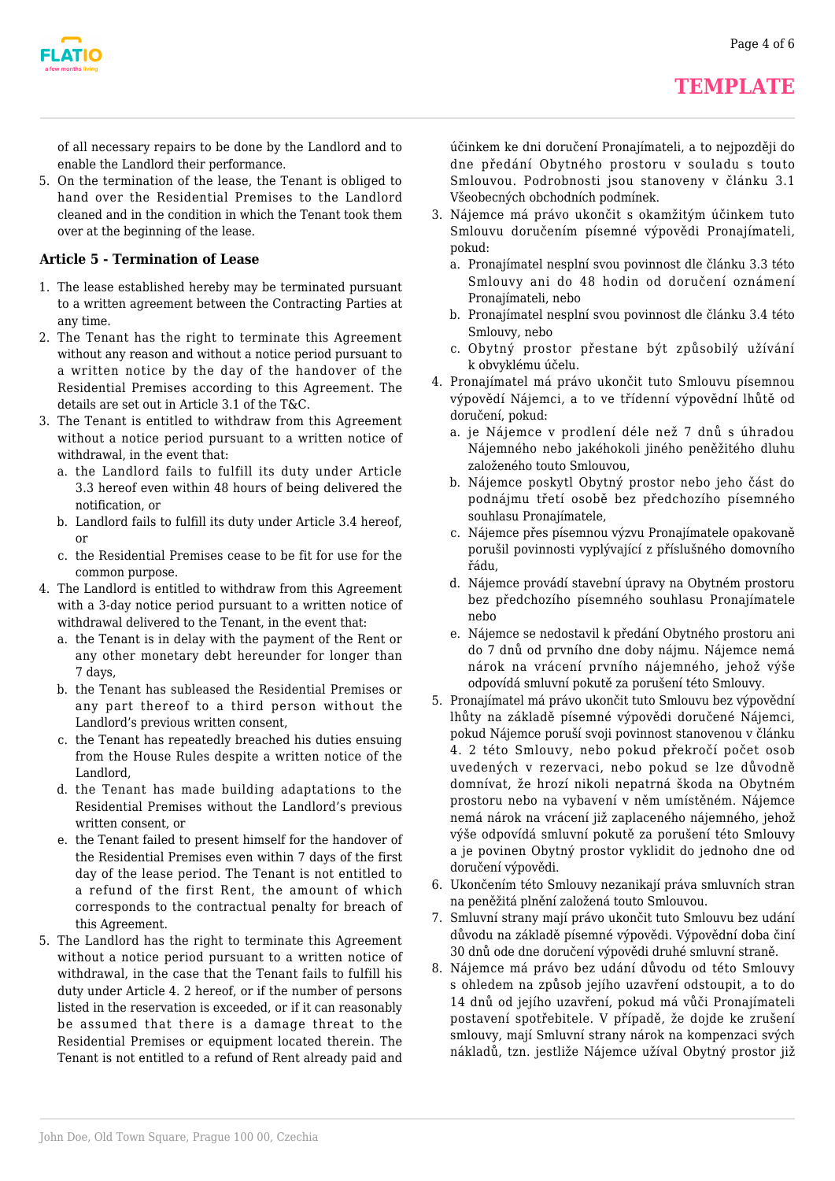of all necessary repairs to be done by the Landlord and to enable the Landlord their performance.

5. On the termination of the lease, the Tenant is obliged to hand over the Residential Premises to the Landlord cleaned and in the condition in which the Tenant took them over at the beginning of the lease.

**Article 5 - Termination of Lease**

1. The lease established hereby may be terminated pursuant to a written agreement between the Contracting Parties at any time.
2. The Tenant has the right to terminate this Agreement without any reason and without a notice period pursuant to a written notice by the day of the handover of the Residential Premises according to this Agreement. The details are set out in Article 3.1 of the T&C.
3. The Tenant is entitled to withdraw from this Agreement without a notice period pursuant to a written notice of withdrawal, in the event that:
   a. the Landlord fails to fulfill its duty under Article 3.3 hereof even within 48 hours of being delivered the notification, or
   b. Landlord fails to fulfill its duty under Article 3.4 hereof, or
   c. the Residential Premises cease to be fit for use for the common purpose.
4. The Landlord is entitled to withdraw from this Agreement with a 3-day notice period pursuant to a written notice of withdrawal delivered to the Tenant, in the event that:
   a. the Tenant is in delay with the payment of the Rent or any other monetary debt hereunder for longer than 7 days,
   b. the Tenant has subleased the Residential Premises or any part thereof to a third person without the Landlord's previous written consent,
   c. the Tenant has repeatedly breached his duties ensuing from the House Rules despite a written notice of the Landlord,
   d. the Tenant has made building adaptations to the Residential Premises without the Landlord's previous written consent, or
   e. the Tenant failed to present himself for the handover of the Residential Premises even within 7 days of the first day of the lease period. The Tenant is not entitled to a refund of the first Rent, the amount of which corresponds to the contractual penalty for breach of this Agreement.
5. The Landlord has the right to terminate this Agreement without a notice period pursuant to a written notice of withdrawal, in the case that the Tenant fails to fulfill his duty under Article 4. 2 hereof, or if the number of persons listed in the reservation is exceeded, or if it can reasonably be assumed that there is a damage threat to the Residential Premises or equipment located therein. The Tenant is not entitled to a refund of Rent already paid and

účinkem ke dni doručení Pronajímateli, a to nejpozději do dne předání Obytného prostoru v souladu s touto Smlouvou. Podrobnosti jsou stanoveny v článku 3.1 Všeobecných obchodních podmínek.

3. Nájemce má právo ukončit s okamžitým účinkem tuto Smlouvu doručením písemné výpovědi Pronajímateli, pokud:
   a. Pronajímatel nesplní svou povinnost dle článku 3.3 této Smlouvy ani do 48 hodin od doručení oznámení Pronajímateli, nebo
   b. Pronajímatel nesplní svou povinnost dle článku 3.4 této Smlouvy, nebo
   c. Obytný prostor přestane být způsobilý užívání k obvyklému účelu.
4. Pronajímatel má právo ukončit tuto Smlouvu písemnou výpovědí Nájemci, a to ve třídenní výpovědní lhůtě od doručení, pokud:
   a. je Nájemce v prodlení déle než 7 dnů s úhradou Nájemného nebo jakéhokoli jiného peněžitého dluhu založeného touto Smlouvou,
   b. Nájemce poskytl Obytný prostor nebo jeho část do podnájmu třetí osobě bez předchozího písemného souhlasu Pronajímatele,
   c. Nájemce přes písemnou výzvu Pronajímatele opakovaně porušil povinnosti vyplývající z příslušného domovního řádu,
   d. Nájemce provádí stavební úpravy na Obytném prostoru bez předchozího písemného souhlasu Pronajímatele nebo
   e. Nájemce se nedostavil k předání Obytného prostoru ani do 7 dnů od prvního dne doby nájmu. Nájemce nemá nárok na vrácení prvního nájemného, jehož výše odpovídá smluvní pokutě za porušení této Smlouvy.
5. Pronajímatel má právo ukončit tuto Smlouvu bez výpovědní lhůty na základě písemné výpovědi doručené Nájemci, pokud Nájemce poruší svoji povinnost stanovenou v článku 4. 2 této Smlouvy, nebo pokud překročí počet osob uvedených v rezervaci, nebo pokud se lze důvodně domnívat, že hrozí nikoli nepatrná škoda na Obytném prostoru nebo na vybavení v něm umístěném. Nájemce nemá nárok na vrácení již zaplaceného nájemného, jehož výše odpovídá smluvní pokutě za porušení této Smlouvy a je povinen Obytný prostor vyklidit do jednoho dne od doručení výpovědi.
6. Ukončením této Smlouvy nezanikají práva smluvních stran na peněžitá plnění založená touto Smlouvou.
7. Smluvní strany mají právo ukončit tuto Smlouvu bez udání důvodu na základě písemné výpovědi. Výpovědní doba činí 30 dnů ode dne doručení výpovědi druhé smluvní straně.
8. Nájemce má právo bez udání důvodu od této Smlouvy s ohledem na způsob jejího uzavření odstoupit, a to do 14 dnů od jejího uzavření, pokud má vůči Pronajímateli postavení spotřebitele. V případě, že dojde ke zrušení smlouvy, mají Smluvní strany nárok na kompenzaci svých nákladů, tzn. jestliže Nájemce užíval Obytný prostor již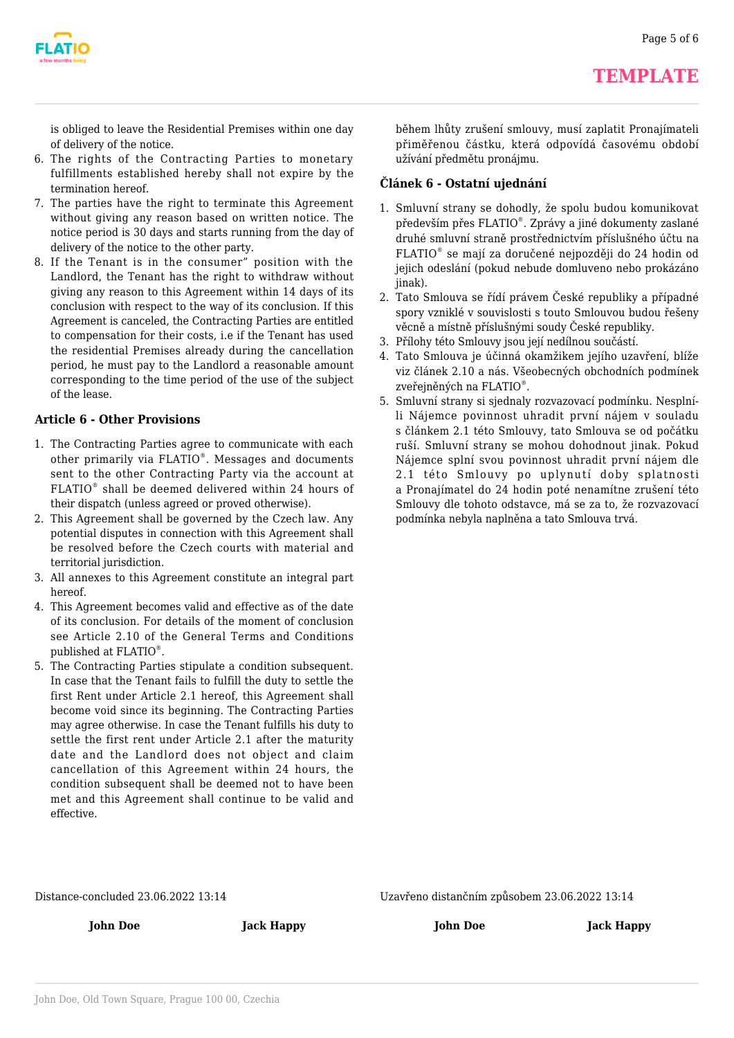is obliged to leave the Residential Premises within one day of delivery of the notice.

6. The rights of the Contracting Parties to monetary fulfillments established hereby shall not expire by the termination hereof.
7. The parties have the right to terminate this Agreement without giving any reason based on written notice. The notice period is 30 days and starts running from the day of delivery of the notice to the other party.
8. If the Tenant is in the consumer" position with the Landlord, the Tenant has the right to withdraw without giving any reason to this Agreement within 14 days of its conclusion with respect to the way of its conclusion. If this Agreement is canceled, the Contracting Parties are entitled to compensation for their costs, i.e if the Tenant has used the residential Premises already during the cancellation period, he must pay to the Landlord a reasonable amount corresponding to the time period of the use of the subject of the lease.

### Article 6 - Other Provisions

1. The Contracting Parties agree to communicate with each other primarily via FLATIO®. Messages and documents sent to the other Contracting Party via the account at FLATIO® shall be deemed delivered within 24 hours of their dispatch (unless agreed or proved otherwise).
2. This Agreement shall be governed by the Czech law. Any potential disputes in connection with this Agreement shall be resolved before the Czech courts with material and territorial jurisdiction.
3. All annexes to this Agreement constitute an integral part hereof.
4. This Agreement becomes valid and effective as of the date of its conclusion. For details of the moment of conclusion see Article 2.10 of the General Terms and Conditions published at FLATIO®.
5. The Contracting Parties stipulate a condition subsequent. In case that the Tenant fails to fulfill the duty to settle the first Rent under Article 2.1 hereof, this Agreement shall become void since its beginning. The Contracting Parties may agree otherwise. In case the Tenant fulfills his duty to settle the first rent under Article 2.1 after the maturity date and the Landlord does not object and claim cancellation of this Agreement within 24 hours, the condition subsequent shall be deemed not to have been met and this Agreement shall continue to be valid and effective.

během lhůty zrušení smlouvy, musí zaplatit Pronajímateli přiměřenou částku, která odpovídá časovému období užívání předmětu pronájmu.

### Článek 6 - Ostatní ujednání

1. Smluvní strany se dohodly, že spolu budou komunikovat především přes FLATIO®. Zprávy a jiné dokumenty zaslané druhé smluvní straně prostřednictvím příslušného účtu na FLATIO® se mají za doručené nejpozději do 24 hodin od jejich odeslání (pokud nebude domluveno nebo prokázáno jinak).
2. Tato Smlouva se řídí právem České republiky a případné spory vzniklé v souvislosti s touto Smlouvou budou řešeny věcně a místně příslušnými soudy České republiky.
3. Přílohy této Smlouvy jsou její nedílnou součástí.
4. Tato Smlouva je účinná okamžikem jejího uzavření, blíže viz článek 2.10 a nás. Všeobecných obchodních podmínek zveřejněných na FLATIO®.
5. Smluvní strany si sjednaly rozvazovací podmínku. Nesplní-li Nájemce povinnost uhradit první nájem v souladu s článkem 2.1 této Smlouvy, tato Smlouva se od počátku ruší. Smluvní strany se mohou dohodnout jinak. Pokud Nájemce splní svou povinnost uhradit první nájem dle 2.1 této Smlouvy po uplynutí doby splatnosti a Pronajímatel do 24 hodin poté nenamítne zrušení této Smlouvy dle tohoto odstavce, má se za to, že rozvazovací podmínka nebyla naplněna a tato Smlouva trvá.

Distance-concluded 23.06.2022 13:14

**John Doe** **Jack Happy**

Uzavřeno distančním způsobem 23.06.2022 13:14

**John Doe** **Jack Happy**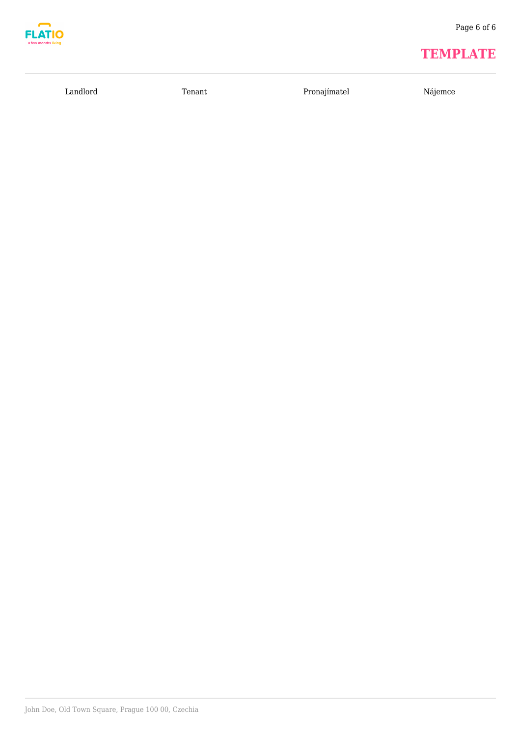| | | | |
|---|---|---|---|
| Landlord | Tenant | Pronajímatel | Nájemce |